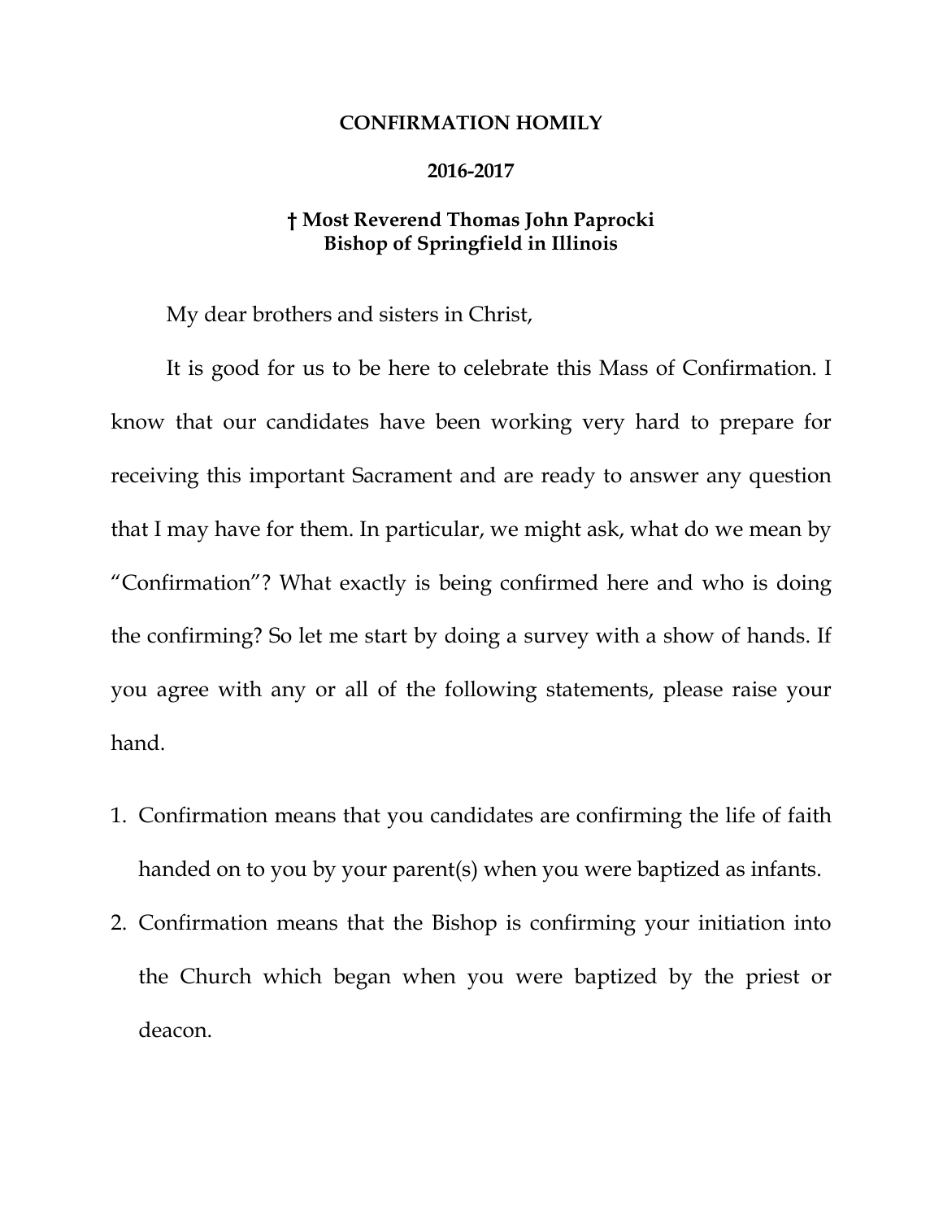# CONFIRMATION HOMILY

## 2016-2017

**† Most Reverend Thomas John Paprocki**
**Bishop of Springfield in Illinois**

My dear brothers and sisters in Christ,

It is good for us to be here to celebrate this Mass of Confirmation. I know that our candidates have been working very hard to prepare for receiving this important Sacrament and are ready to answer any question that I may have for them. In particular, we might ask, what do we mean by "Confirmation"? What exactly is being confirmed here and who is doing the confirming? So let me start by doing a survey with a show of hands. If you agree with any or all of the following statements, please raise your hand.

1. Confirmation means that you candidates are confirming the life of faith handed on to you by your parent(s) when you were baptized as infants.
2. Confirmation means that the Bishop is confirming your initiation into the Church which began when you were baptized by the priest or deacon.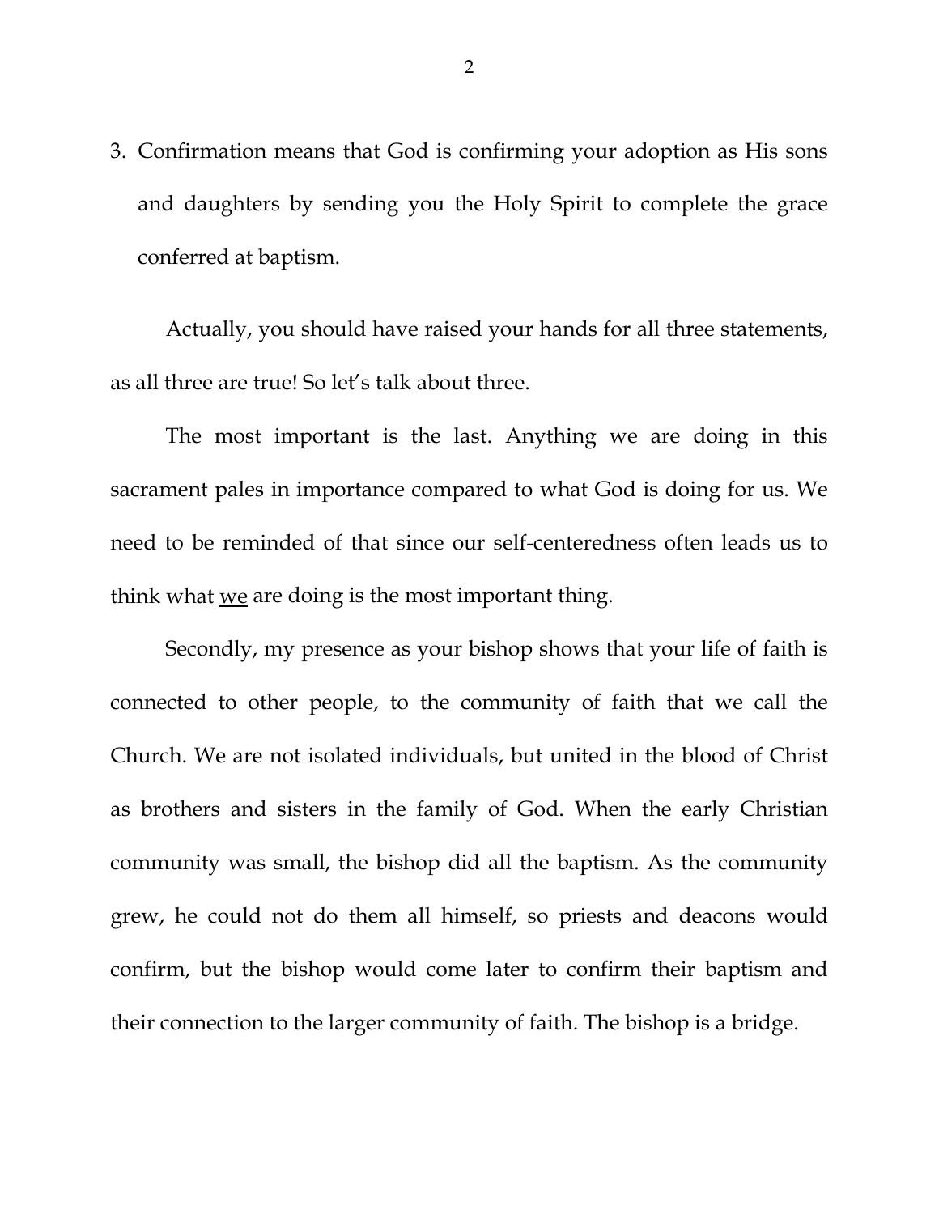3. Confirmation means that God is confirming your adoption as His sons and daughters by sending you the Holy Spirit to complete the grace conferred at baptism.

Actually, you should have raised your hands for all three statements, as all three are true! So let's talk about three.

The most important is the last. Anything we are doing in this sacrament pales in importance compared to what God is doing for us. We need to be reminded of that since our self-centeredness often leads us to think what <u>we</u> are doing is the most important thing.

Secondly, my presence as your bishop shows that your life of faith is connected to other people, to the community of faith that we call the Church. We are not isolated individuals, but united in the blood of Christ as brothers and sisters in the family of God. When the early Christian community was small, the bishop did all the baptism. As the community grew, he could not do them all himself, so priests and deacons would confirm, but the bishop would come later to confirm their baptism and their connection to the larger community of faith. The bishop is a bridge.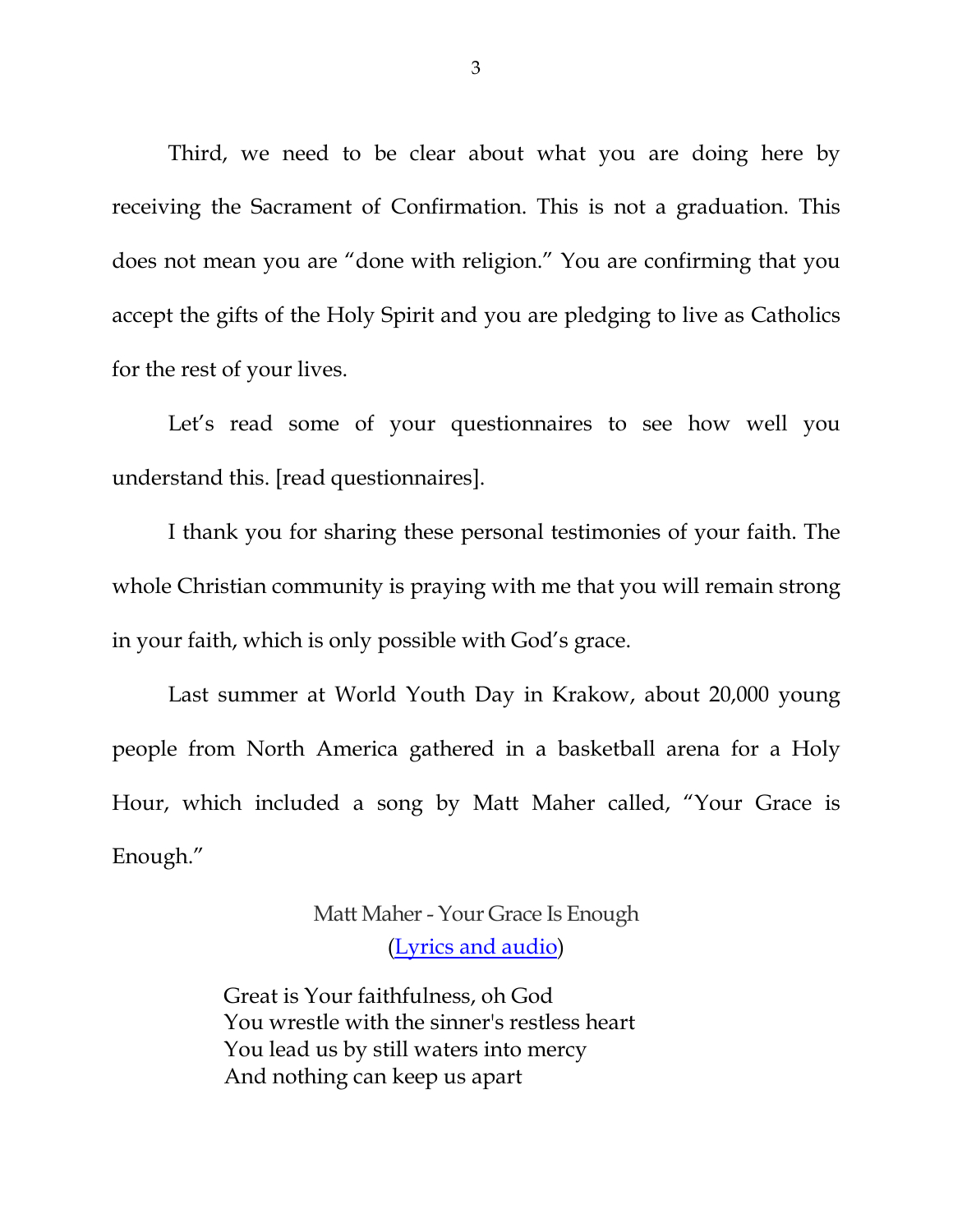Third, we need to be clear about what you are doing here by receiving the Sacrament of Confirmation. This is not a graduation. This does not mean you are "done with religion." You are confirming that you accept the gifts of the Holy Spirit and you are pledging to live as Catholics for the rest of your lives.

Let's read some of your questionnaires to see how well you understand this. [read questionnaires].

I thank you for sharing these personal testimonies of your faith. The whole Christian community is praying with me that you will remain strong in your faith, which is only possible with God's grace.

Last summer at World Youth Day in Krakow, about 20,000 young people from North America gathered in a basketball arena for a Holy Hour, which included a song by Matt Maher called, "Your Grace is Enough."

Matt Maher - Your Grace Is Enough
(Lyrics and audio)

Great is Your faithfulness, oh God
You wrestle with the sinner's restless heart
You lead us by still waters into mercy
And nothing can keep us apart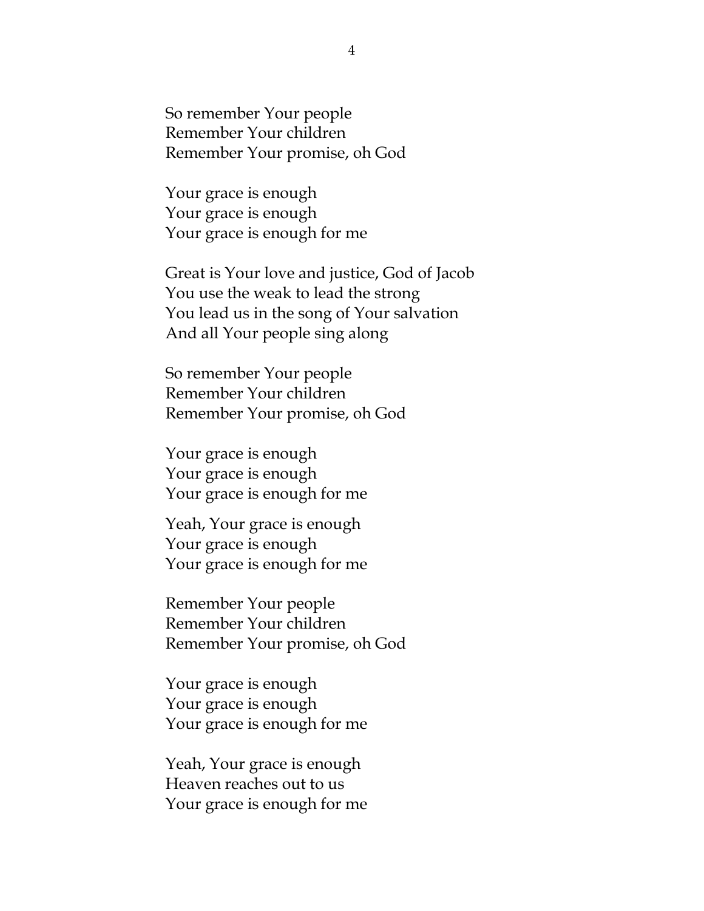So remember Your people
Remember Your children
Remember Your promise, oh God

Your grace is enough
Your grace is enough
Your grace is enough for me

Great is Your love and justice, God of Jacob
You use the weak to lead the strong
You lead us in the song of Your salvation
And all Your people sing along

So remember Your people
Remember Your children
Remember Your promise, oh God

Your grace is enough
Your grace is enough
Your grace is enough for me

Yeah, Your grace is enough
Your grace is enough
Your grace is enough for me

Remember Your people
Remember Your children
Remember Your promise, oh God

Your grace is enough
Your grace is enough
Your grace is enough for me

Yeah, Your grace is enough
Heaven reaches out to us
Your grace is enough for me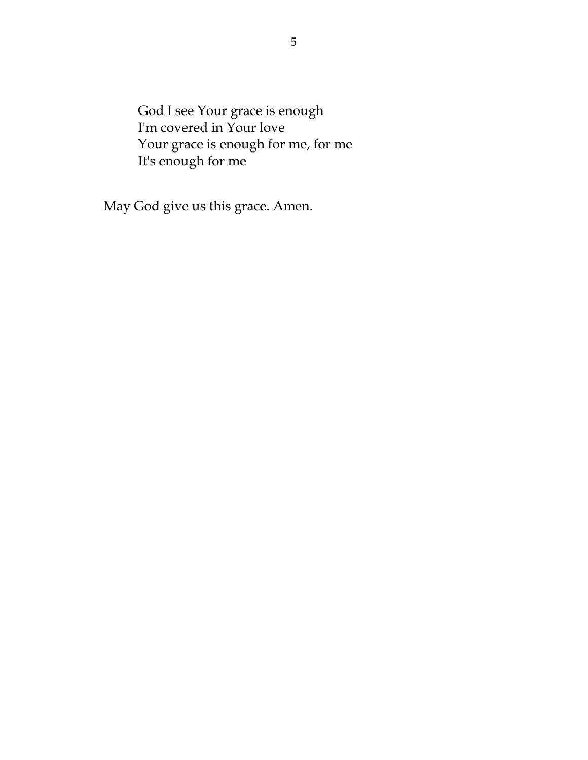> God I see Your grace is enough
> I'm covered in Your love
> Your grace is enough for me, for me
> It's enough for me

May God give us this grace. Amen.